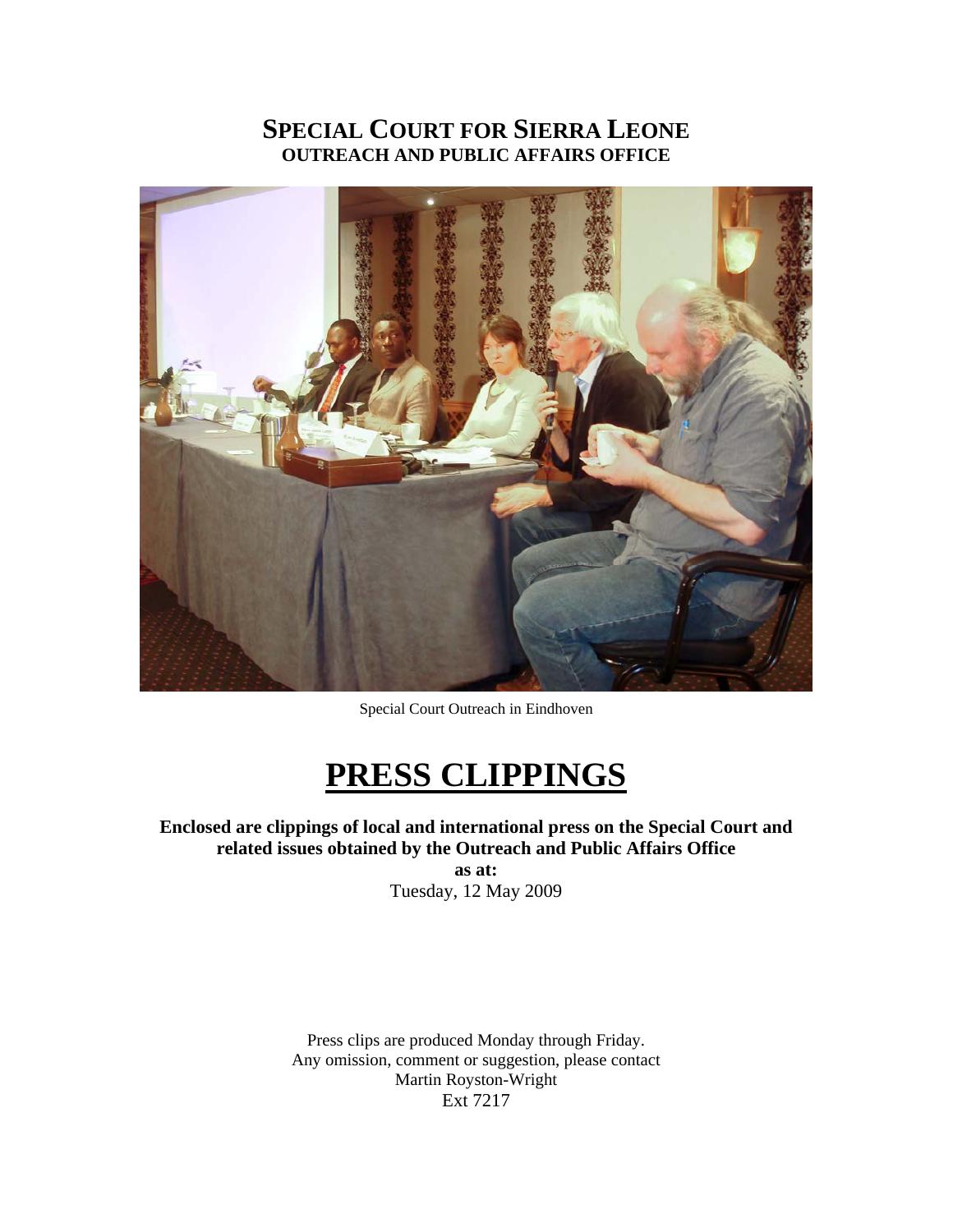# SPECIAL COURT FOR SIERRA LEONE
## OUTREACH AND PUBLIC AFFAIRS OFFICE

Special Court Outreach in Eindhoven

# PRESS CLIPPINGS

**Enclosed are clippings of local and international press on the Special Court and related issues obtained by the Outreach and Public Affairs Office**

**as at:**

Tuesday, 12 May 2009

Press clips are produced Monday through Friday.
Any omission, comment or suggestion, please contact
Martin Royston-Wright
Ext 7217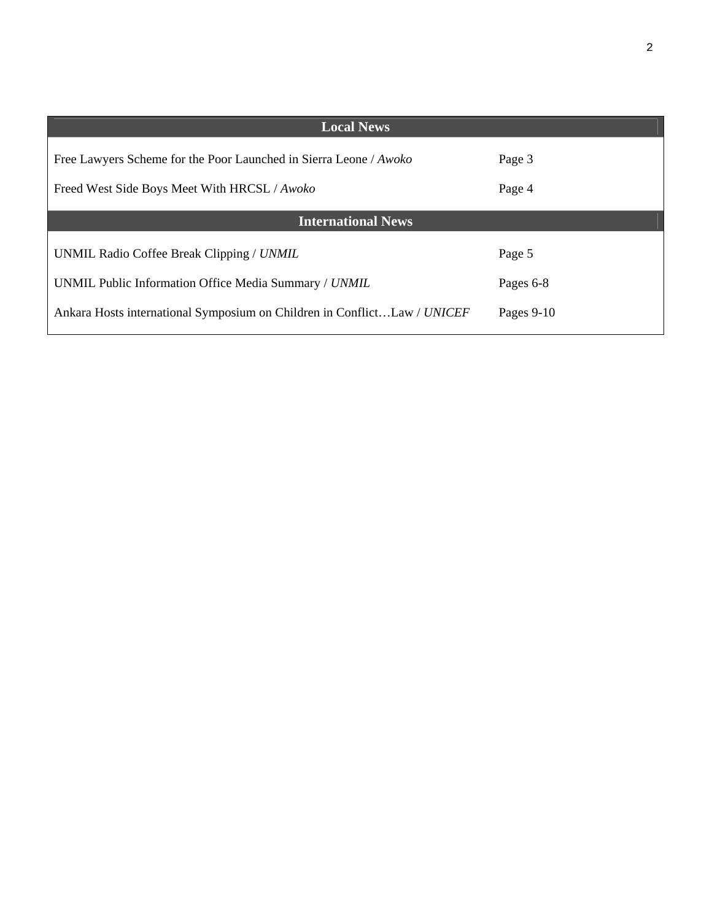| Local News | |
|---|---|
| Free Lawyers Scheme for the Poor Launched in Sierra Leone / *Awoko* | Page 3 |
| Freed West Side Boys Meet With HRCSL / *Awoko* | Page 4 |
| **International News** | |
| UNMIL Radio Coffee Break Clipping / *UNMIL* | Page 5 |
| UNMIL Public Information Office Media Summary / *UNMIL* | Pages 6-8 |
| Ankara Hosts international Symposium on Children in Conflict…Law / *UNICEF* | Pages 9-10 |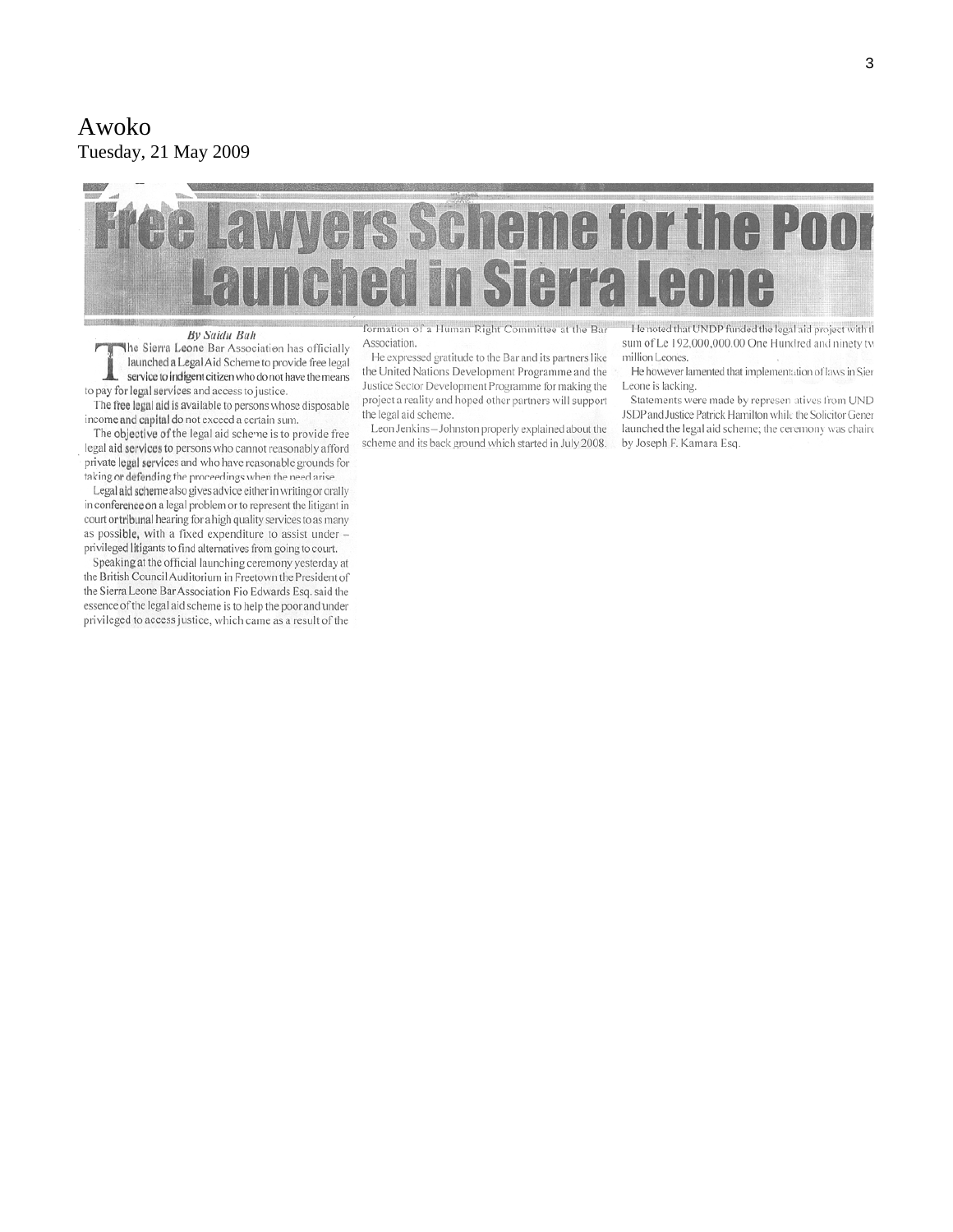Awoko
Tuesday, 21 May 2009

# Free Lawyers Scheme for the Poor Launched in Sierra Leone

*By Saidu Bah*

The Sierra Leone Bar Association has officially launched a Legal Aid Scheme to provide free legal service to indigent citizen who do not have the means to pay for legal services and access to justice.

The free legal aid is available to persons whose disposable income and capital do not exceed a certain sum.

The objective of the legal aid scheme is to provide free legal aid services to persons who cannot reasonably afford private legal services and who have reasonable grounds for taking or defending the proceedings when the need arise.

Legal aid scheme also gives advice either in writing or orally in conference on a legal problem or to represent the litigant in court or tribunal hearing for a high quality services to as many as possible, with a fixed expenditure to assist under – privileged litigants to find alternatives from going to court.

Speaking at the official launching ceremony yesterday at the British Council Auditorium in Freetown the President of the Sierra Leone Bar Association Fio Edwards Esq. said the essence of the legal aid scheme is to help the poor and under privileged to access justice, which came as a result of the formation of a Human Right Committee at the Bar Association.

He expressed gratitude to the Bar and its partners like the United Nations Development Programme and the Justice Sector Development Programme for making the project a reality and hoped other partners will support the legal aid scheme.

Leon Jenkins – Johnston properly explained about the scheme and its back ground which started in July 2008.

He noted that UNDP funded the legal aid project with th sum of Le 192,000,000.00 One Hundred and ninety tw million Leones.

He however lamented that implementation of laws in Sier Leone is lacking.

Statements were made by represen atives from UND JSDP and Justice Patrick Hamilton while the Solicitor Gener launched the legal aid scheme; the ceremony was chaire by Joseph F. Kamara Esq.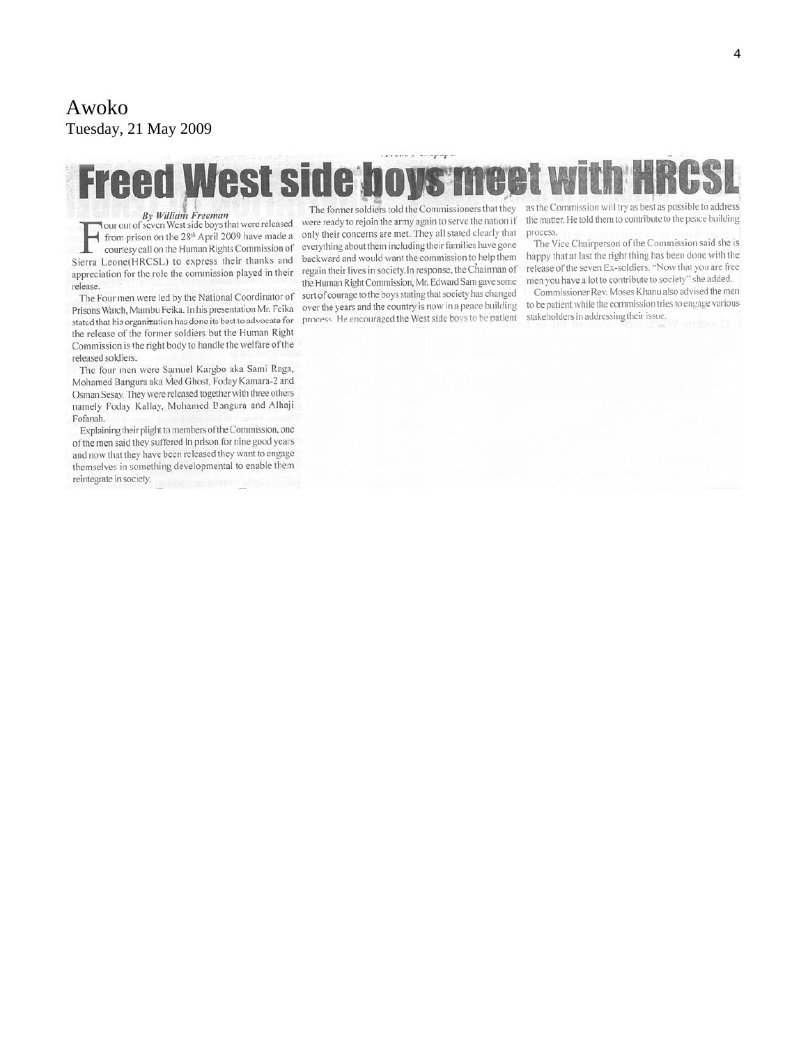Awoko
Tuesday, 21 May 2009

# Freed West side boys meet with HRCSL

*By William Freeman*

Four out of seven West side boys that were released from prison on the 28th April 2009 have made a courtesy call on the Human Rights Commission of Sierra Leone(HRCSL) to express their thanks and appreciation for the role the commission played in their release.

The Four men were led by the National Coordinator of Prisons Watch, Mambu Feika. In his presentation Mr. Feika stated that his organization has done its best to advocate for the release of the former soldiers but the Human Right Commission is the right body to handle the welfare of the released soldiers.

The four men were Samuel Kargbo aka Sami Raga, Mohamed Bangura aka Med Ghost, Foday Kamara-2 and Osman Sesay. They were released together with three others namely Foday Kallay, Mohamed Bangura and Alhaji Fofanah.

Explaining their plight to members of the Commission, one of the men said they suffered in prison for nine good years and now that they have been released they want to engage themselves in something developmental to enable them reintegrate in society.

The former soldiers told the Commissioners that they were ready to rejoin the army again to serve the nation if only their concerns are met. They all stated clearly that everything about them including their families have gone backward and would want the commission to help them regain their lives in society. In response, the Chairman of the Human Right Commission, Mr. Edward Sam gave some sort of courage to the boys stating that society has changed over the years and the country is now in a peace building process. He encouraged the West side boys to be patient as the Commission will try as best as possible to address the matter. He told them to contribute to the peace building process.

The Vice Chairperson of the Commission said she is happy that at last the right thing has been done with the release of the seven Ex-soldiers. "Now that you are free men you have a lot to contribute to society" she added.

Commissioner Rev. Moses Khanu also advised the men to be patient while the commission tries to engage various stakeholders in addressing their issue.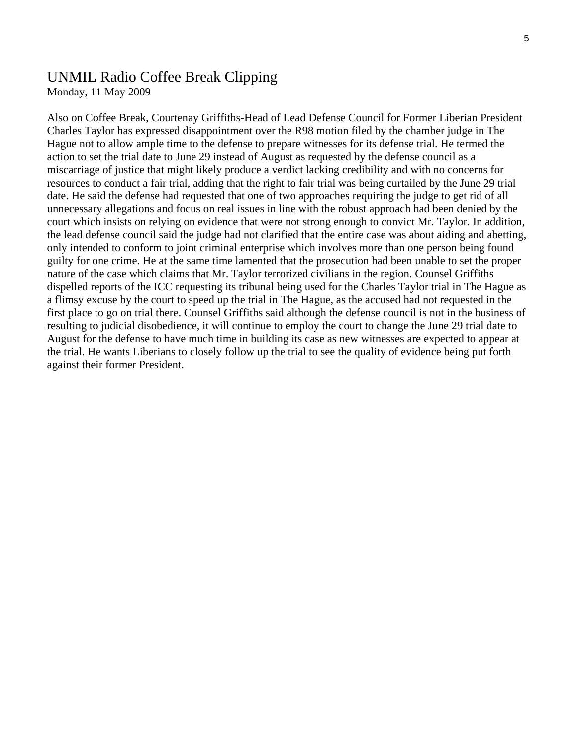## UNMIL Radio Coffee Break Clipping

Monday, 11 May 2009

Also on Coffee Break, Courtenay Griffiths-Head of Lead Defense Council for Former Liberian President Charles Taylor has expressed disappointment over the R98 motion filed by the chamber judge in The Hague not to allow ample time to the defense to prepare witnesses for its defense trial. He termed the action to set the trial date to June 29 instead of August as requested by the defense council as a miscarriage of justice that might likely produce a verdict lacking credibility and with no concerns for resources to conduct a fair trial, adding that the right to fair trial was being curtailed by the June 29 trial date. He said the defense had requested that one of two approaches requiring the judge to get rid of all unnecessary allegations and focus on real issues in line with the robust approach had been denied by the court which insists on relying on evidence that were not strong enough to convict Mr. Taylor. In addition, the lead defense council said the judge had not clarified that the entire case was about aiding and abetting, only intended to conform to joint criminal enterprise which involves more than one person being found guilty for one crime. He at the same time lamented that the prosecution had been unable to set the proper nature of the case which claims that Mr. Taylor terrorized civilians in the region. Counsel Griffiths dispelled reports of the ICC requesting its tribunal being used for the Charles Taylor trial in The Hague as a flimsy excuse by the court to speed up the trial in The Hague, as the accused had not requested in the first place to go on trial there. Counsel Griffiths said although the defense council is not in the business of resulting to judicial disobedience, it will continue to employ the court to change the June 29 trial date to August for the defense to have much time in building its case as new witnesses are expected to appear at the trial. He wants Liberians to closely follow up the trial to see the quality of evidence being put forth against their former President.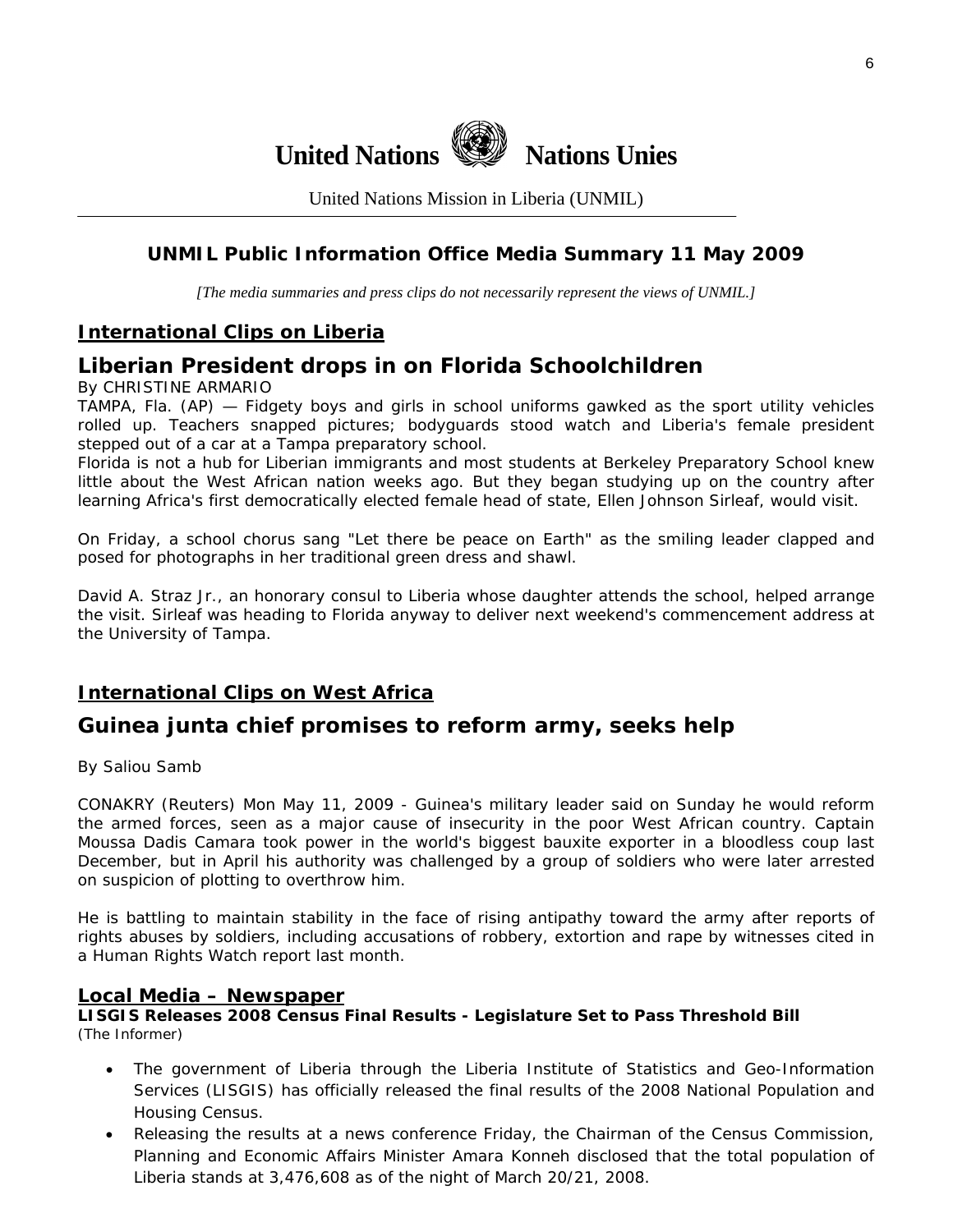# United Nations  Nations Unies

United Nations Mission in Liberia (UNMIL)

## UNMIL Public Information Office Media Summary 11 May 2009

*[The media summaries and press clips do not necessarily represent the views of UNMIL.]*

### International Clips on Liberia

## Liberian President drops in on Florida Schoolchildren

By CHRISTINE ARMARIO

TAMPA, Fla. (AP) — Fidgety boys and girls in school uniforms gawked as the sport utility vehicles rolled up. Teachers snapped pictures; bodyguards stood watch and Liberia's female president stepped out of a car at a Tampa preparatory school.

Florida is not a hub for Liberian immigrants and most students at Berkeley Preparatory School knew little about the West African nation weeks ago. But they began studying up on the country after learning Africa's first democratically elected female head of state, Ellen Johnson Sirleaf, would visit.

On Friday, a school chorus sang "Let there be peace on Earth" as the smiling leader clapped and posed for photographs in her traditional green dress and shawl.

David A. Straz Jr., an honorary consul to Liberia whose daughter attends the school, helped arrange the visit. Sirleaf was heading to Florida anyway to deliver next weekend's commencement address at the University of Tampa.

### International Clips on West Africa

## Guinea junta chief promises to reform army, seeks help

By Saliou Samb

CONAKRY (Reuters) Mon May 11, 2009 - Guinea's military leader said on Sunday he would reform the armed forces, seen as a major cause of insecurity in the poor West African country. Captain Moussa Dadis Camara took power in the world's biggest bauxite exporter in a bloodless coup last December, but in April his authority was challenged by a group of soldiers who were later arrested on suspicion of plotting to overthrow him.

He is battling to maintain stability in the face of rising antipathy toward the army after reports of rights abuses by soldiers, including accusations of robbery, extortion and rape by witnesses cited in a Human Rights Watch report last month.

### Local Media – Newspaper

**LISGIS Releases 2008 Census Final Results - Legislature Set to Pass Threshold Bill**
*(The Informer)*

- The government of Liberia through the Liberia Institute of Statistics and Geo-Information Services (LISGIS) has officially released the final results of the 2008 National Population and Housing Census.
- Releasing the results at a news conference Friday, the Chairman of the Census Commission, Planning and Economic Affairs Minister Amara Konneh disclosed that the total population of Liberia stands at 3,476,608 as of the night of March 20/21, 2008.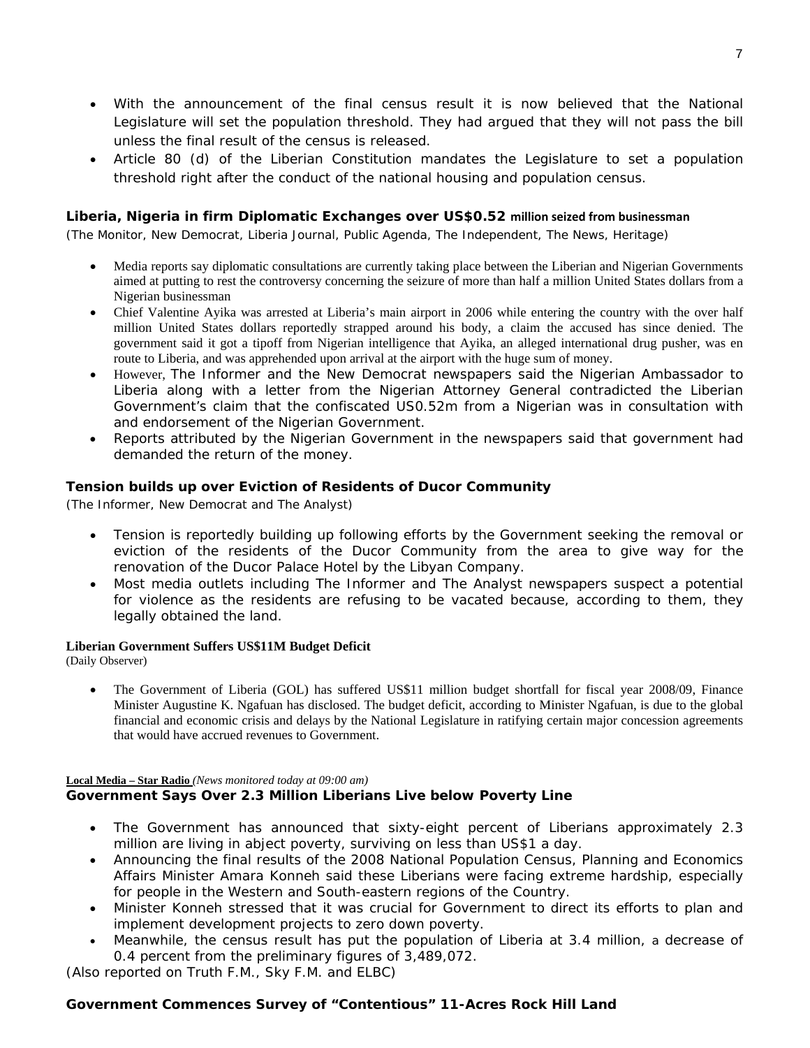- With the announcement of the final census result it is now believed that the National Legislature will set the population threshold. They had argued that they will not pass the bill unless the final result of the census is released.
- Article 80 (d) of the Liberian Constitution mandates the Legislature to set a population threshold right after the conduct of the national housing and population census.

**Liberia, Nigeria in firm Diplomatic Exchanges over US$0.52 million seized from businessman**

(The Monitor, New Democrat, Liberia Journal, Public Agenda, The Independent, The News, Heritage)

- Media reports say diplomatic consultations are currently taking place between the Liberian and Nigerian Governments aimed at putting to rest the controversy concerning the seizure of more than half a million United States dollars from a Nigerian businessman
- Chief Valentine Ayika was arrested at Liberia's main airport in 2006 while entering the country with the over half million United States dollars reportedly strapped around his body, a claim the accused has since denied. The government said it got a tipoff from Nigerian intelligence that Ayika, an alleged international drug pusher, was en route to Liberia, and was apprehended upon arrival at the airport with the huge sum of money.
- However, The Informer and the New Democrat newspapers said the Nigerian Ambassador to Liberia along with a letter from the Nigerian Attorney General contradicted the Liberian Government's claim that the confiscated US0.52m from a Nigerian was in consultation with and endorsement of the Nigerian Government.
- Reports attributed by the Nigerian Government in the newspapers said that government had demanded the return of the money.

**Tension builds up over Eviction of Residents of Ducor Community**

(The Informer, New Democrat and The Analyst)

- Tension is reportedly building up following efforts by the Government seeking the removal or eviction of the residents of the Ducor Community from the area to give way for the renovation of the Ducor Palace Hotel by the Libyan Company.
- Most media outlets including The Informer and The Analyst newspapers suspect a potential for violence as the residents are refusing to be vacated because, according to them, they legally obtained the land.

**Liberian Government Suffers US$11M Budget Deficit**

(Daily Observer)

- The Government of Liberia (GOL) has suffered US$11 million budget shortfall for fiscal year 2008/09, Finance Minister Augustine K. Ngafuan has disclosed. The budget deficit, according to Minister Ngafuan, is due to the global financial and economic crisis and delays by the National Legislature in ratifying certain major concession agreements that would have accrued revenues to Government.

**Local Media – Star Radio** *(News monitored today at 09:00 am)*

**Government Says Over 2.3 Million Liberians Live below Poverty Line**

- The Government has announced that sixty-eight percent of Liberians approximately 2.3 million are living in abject poverty, surviving on less than US$1 a day.
- Announcing the final results of the 2008 National Population Census, Planning and Economics Affairs Minister Amara Konneh said these Liberians were facing extreme hardship, especially for people in the Western and South-eastern regions of the Country.
- Minister Konneh stressed that it was crucial for Government to direct its efforts to plan and implement development projects to zero down poverty.
- Meanwhile, the census result has put the population of Liberia at 3.4 million, a decrease of 0.4 percent from the preliminary figures of 3,489,072.

(Also reported on Truth F.M., Sky F.M. and ELBC)

**Government Commences Survey of "Contentious" 11-Acres Rock Hill Land**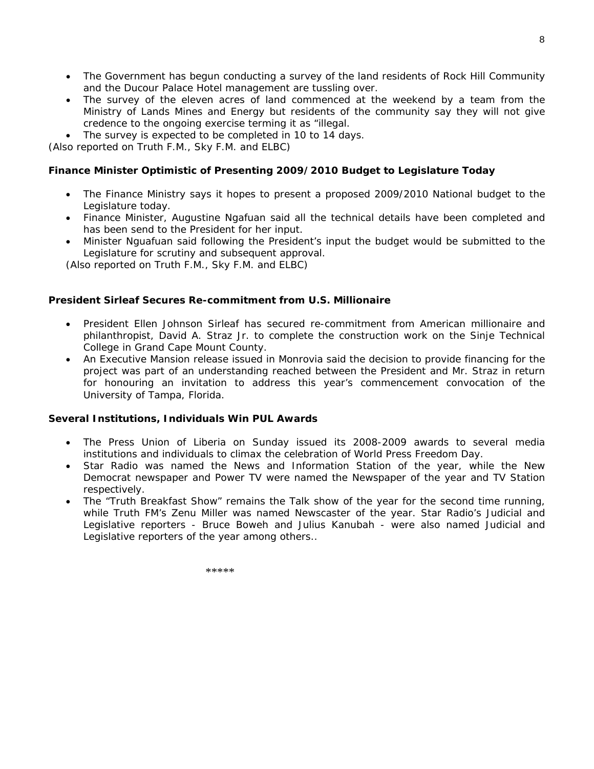- The Government has begun conducting a survey of the land residents of Rock Hill Community and the Ducour Palace Hotel management are tussling over.
- The survey of the eleven acres of land commenced at the weekend by a team from the Ministry of Lands Mines and Energy but residents of the community say they will not give credence to the ongoing exercise terming it as "illegal.
- The survey is expected to be completed in 10 to 14 days.

*(Also reported on Truth F.M., Sky F.M. and ELBC)*

**Finance Minister Optimistic of Presenting 2009/2010 Budget to Legislature Today**

- The Finance Ministry says it hopes to present a proposed 2009/2010 National budget to the Legislature today.
- Finance Minister, Augustine Ngafuan said all the technical details have been completed and has been send to the President for her input.
- Minister Nguafuan said following the President's input the budget would be submitted to the Legislature for scrutiny and subsequent approval.

*(Also reported on Truth F.M., Sky F.M. and ELBC)*

**President Sirleaf Secures Re-commitment from U.S. Millionaire**

- President Ellen Johnson Sirleaf has secured re-commitment from American millionaire and philanthropist, David A. Straz Jr. to complete the construction work on the Sinje Technical College in Grand Cape Mount County.
- An Executive Mansion release issued in Monrovia said the decision to provide financing for the project was part of an understanding reached between the President and Mr. Straz in return for honouring an invitation to address this year's commencement convocation of the University of Tampa, Florida.

**Several Institutions, Individuals Win PUL Awards**

- The Press Union of Liberia on Sunday issued its 2008-2009 awards to several media institutions and individuals to climax the celebration of World Press Freedom Day.
- Star Radio was named the News and Information Station of the year, while the New Democrat newspaper and Power TV were named the Newspaper of the year and TV Station respectively.
- The "Truth Breakfast Show" remains the Talk show of the year for the second time running, while Truth FM's Zenu Miller was named Newscaster of the year. Star Radio's Judicial and Legislative reporters - Bruce Boweh and Julius Kanubah - were also named Judicial and Legislative reporters of the year among others..

*****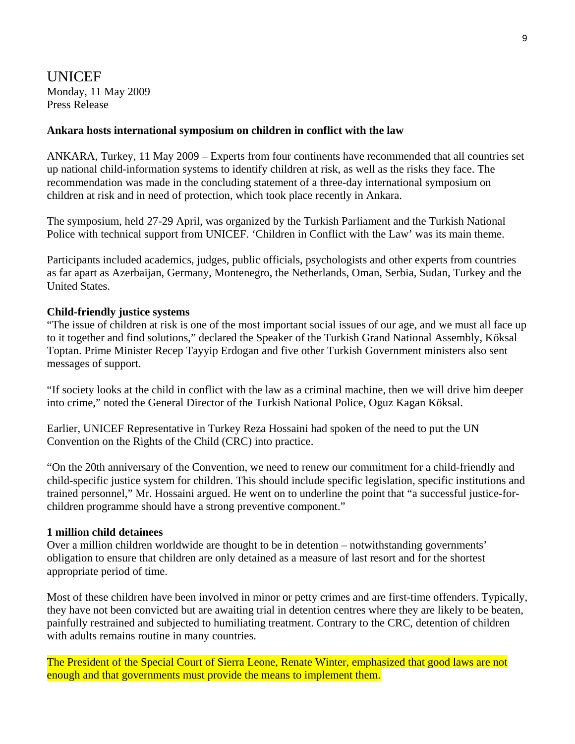UNICEF
Monday, 11 May 2009
Press Release

**Ankara hosts international symposium on children in conflict with the law**

ANKARA, Turkey, 11 May 2009 – Experts from four continents have recommended that all countries set up national child-information systems to identify children at risk, as well as the risks they face. The recommendation was made in the concluding statement of a three-day international symposium on children at risk and in need of protection, which took place recently in Ankara.

The symposium, held 27-29 April, was organized by the Turkish Parliament and the Turkish National Police with technical support from UNICEF. 'Children in Conflict with the Law' was its main theme.

Participants included academics, judges, public officials, psychologists and other experts from countries as far apart as Azerbaijan, Germany, Montenegro, the Netherlands, Oman, Serbia, Sudan, Turkey and the United States.

**Child-friendly justice systems**

"The issue of children at risk is one of the most important social issues of our age, and we must all face up to it together and find solutions," declared the Speaker of the Turkish Grand National Assembly, Köksal Toptan. Prime Minister Recep Tayyip Erdogan and five other Turkish Government ministers also sent messages of support.

"If society looks at the child in conflict with the law as a criminal machine, then we will drive him deeper into crime," noted the General Director of the Turkish National Police, Oguz Kagan Köksal.

Earlier, UNICEF Representative in Turkey Reza Hossaini had spoken of the need to put the UN Convention on the Rights of the Child (CRC) into practice.

"On the 20th anniversary of the Convention, we need to renew our commitment for a child-friendly and child-specific justice system for children. This should include specific legislation, specific institutions and trained personnel," Mr. Hossaini argued. He went on to underline the point that "a successful justice-for-children programme should have a strong preventive component."

**1 million child detainees**

Over a million children worldwide are thought to be in detention – notwithstanding governments' obligation to ensure that children are only detained as a measure of last resort and for the shortest appropriate period of time.

Most of these children have been involved in minor or petty crimes and are first-time offenders. Typically, they have not been convicted but are awaiting trial in detention centres where they are likely to be beaten, painfully restrained and subjected to humiliating treatment. Contrary to the CRC, detention of children with adults remains routine in many countries.

The President of the Special Court of Sierra Leone, Renate Winter, emphasized that good laws are not enough and that governments must provide the means to implement them.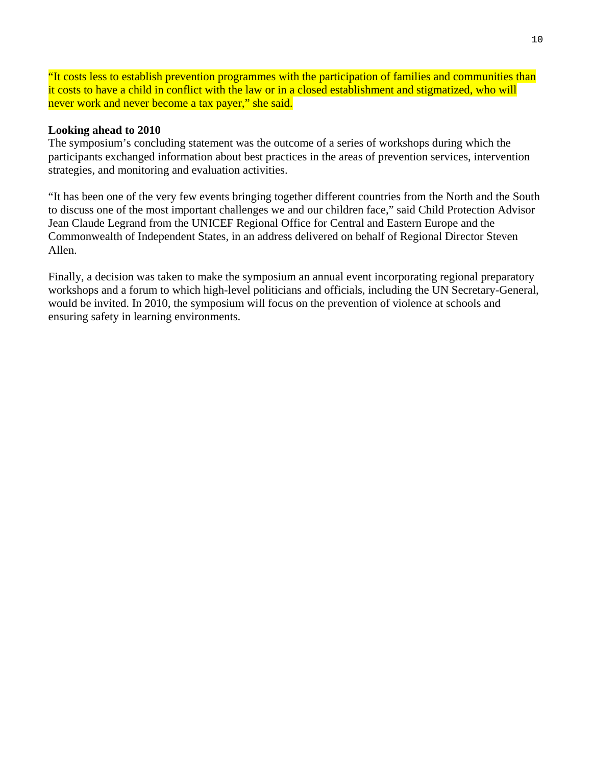"It costs less to establish prevention programmes with the participation of families and communities than it costs to have a child in conflict with the law or in a closed establishment and stigmatized, who will never work and never become a tax payer," she said.

**Looking ahead to 2010**

The symposium's concluding statement was the outcome of a series of workshops during which the participants exchanged information about best practices in the areas of prevention services, intervention strategies, and monitoring and evaluation activities.

"It has been one of the very few events bringing together different countries from the North and the South to discuss one of the most important challenges we and our children face," said Child Protection Advisor Jean Claude Legrand from the UNICEF Regional Office for Central and Eastern Europe and the Commonwealth of Independent States, in an address delivered on behalf of Regional Director Steven Allen.

Finally, a decision was taken to make the symposium an annual event incorporating regional preparatory workshops and a forum to which high-level politicians and officials, including the UN Secretary-General, would be invited. In 2010, the symposium will focus on the prevention of violence at schools and ensuring safety in learning environments.